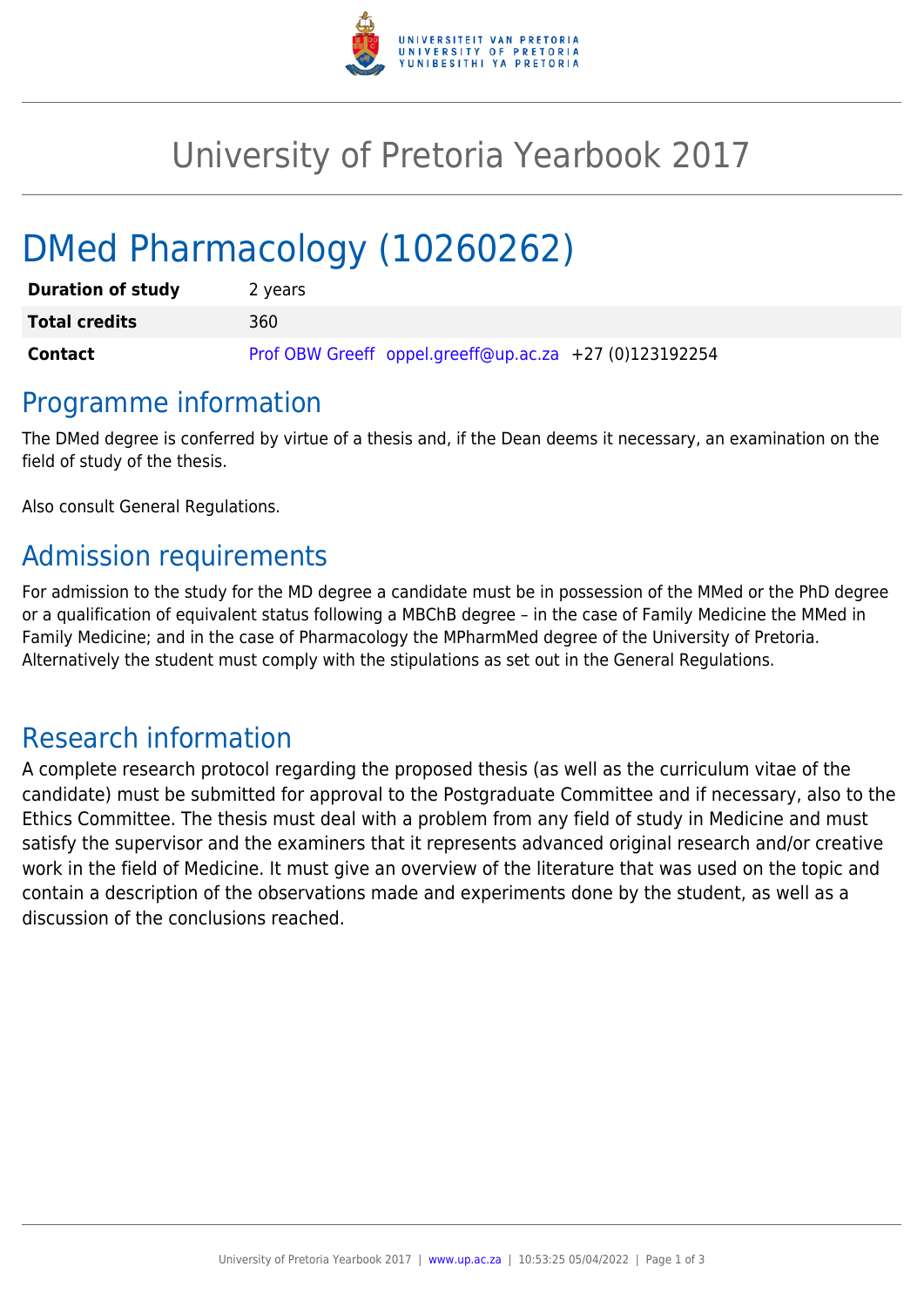# University of Pretoria Yearbook 2017

# DMed Pharmacology (10260262)

| | |
|---|---|
| **Duration of study** | 2 years |
| **Total credits** | 360 |
| **Contact** | Prof OBW Greeff oppel.greeff@up.ac.za +27 (0)123192254 |

## Programme information

The DMed degree is conferred by virtue of a thesis and, if the Dean deems it necessary, an examination on the field of study of the thesis.

Also consult General Regulations.

## Admission requirements

For admission to the study for the MD degree a candidate must be in possession of the MMed or the PhD degree or a qualification of equivalent status following a MBChB degree – in the case of Family Medicine the MMed in Family Medicine; and in the case of Pharmacology the MPharmMed degree of the University of Pretoria. Alternatively the student must comply with the stipulations as set out in the General Regulations.

## Research information

A complete research protocol regarding the proposed thesis (as well as the curriculum vitae of the candidate) must be submitted for approval to the Postgraduate Committee and if necessary, also to the Ethics Committee. The thesis must deal with a problem from any field of study in Medicine and must satisfy the supervisor and the examiners that it represents advanced original research and/or creative work in the field of Medicine. It must give an overview of the literature that was used on the topic and contain a description of the observations made and experiments done by the student, as well as a discussion of the conclusions reached.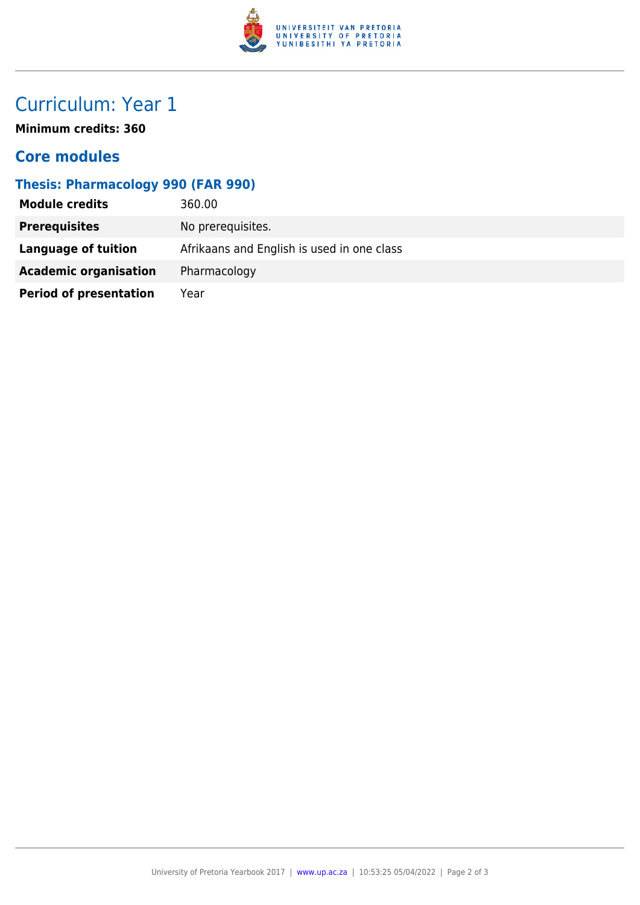# Curriculum: Year 1

**Minimum credits: 360**

## Core modules

### Thesis: Pharmacology 990 (FAR 990)

| | |
|---|---|
| **Module credits** | 360.00 |
| **Prerequisites** | No prerequisites. |
| **Language of tuition** | Afrikaans and English is used in one class |
| **Academic organisation** | Pharmacology |
| **Period of presentation** | Year |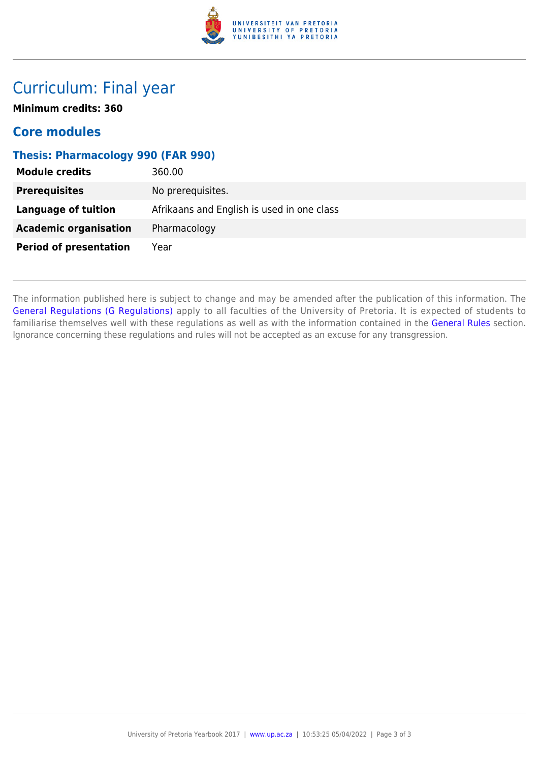# Curriculum: Final year

**Minimum credits: 360**

## Core modules

### Thesis: Pharmacology 990 (FAR 990)

| | |
|---|---|
| **Module credits** | 360.00 |
| **Prerequisites** | No prerequisites. |
| **Language of tuition** | Afrikaans and English is used in one class |
| **Academic organisation** | Pharmacology |
| **Period of presentation** | Year |

The information published here is subject to change and may be amended after the publication of this information. The General Regulations (G Regulations) apply to all faculties of the University of Pretoria. It is expected of students to familiarise themselves well with these regulations as well as with the information contained in the General Rules section. Ignorance concerning these regulations and rules will not be accepted as an excuse for any transgression.